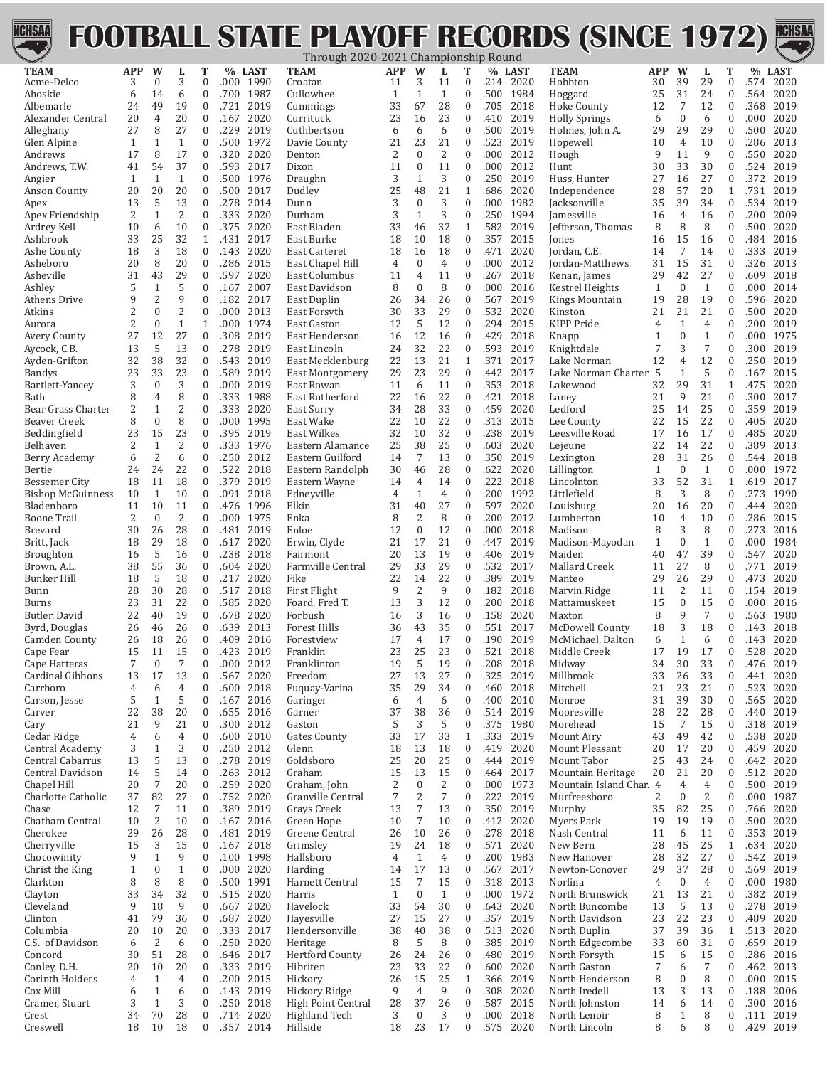# FOOTBALL STATE PLAYOFF RECORDS (SINCE 1972)

Through 2020-2021 Championship Round

| TEAM | APP | W | L | T | % | LAST |
|---|---|---|---|---|---|---|
| Acme-Delco | 3 | 0 | 3 | 0 | .000 | 1990 |
| Ahoskie | 6 | 14 | 6 | 0 | .700 | 1987 |
| Albemarle | 24 | 49 | 19 | 0 | .721 | 2019 |
| Alexander Central | 20 | 4 | 20 | 0 | .167 | 2020 |
| Alleghany | 27 | 8 | 27 | 0 | .229 | 2019 |
| Glen Alpine | 1 | 1 | 1 | 0 | .500 | 1972 |
| Andrews | 17 | 8 | 17 | 0 | .320 | 2020 |
| Andrews, T.W. | 41 | 54 | 37 | 0 | .593 | 2017 |
| Angier | 1 | 1 | 1 | 0 | .500 | 1976 |
| Anson County | 20 | 20 | 20 | 0 | .500 | 2017 |
| Apex | 13 | 5 | 13 | 0 | .278 | 2014 |
| Apex Friendship | 2 | 1 | 2 | 0 | .333 | 2020 |
| Ardrey Kell | 10 | 6 | 10 | 0 | .375 | 2020 |
| Ashbrook | 33 | 25 | 32 | 1 | .431 | 2017 |
| Ashe County | 18 | 3 | 18 | 0 | .143 | 2020 |
| Asheboro | 20 | 8 | 20 | 0 | .286 | 2015 |
| Asheville | 31 | 43 | 29 | 0 | .597 | 2020 |
| Ashley | 5 | 1 | 5 | 0 | .167 | 2007 |
| Athens Drive | 9 | 2 | 9 | 0 | .182 | 2017 |
| Atkins | 2 | 0 | 2 | 0 | .000 | 2013 |
| Aurora | 2 | 0 | 1 | 1 | .000 | 1974 |
| Avery County | 27 | 12 | 27 | 0 | .308 | 2019 |
| Aycock, C.B. | 13 | 5 | 13 | 0 | .278 | 2019 |
| Ayden-Grifton | 32 | 38 | 32 | 0 | .543 | 2019 |
| Bandys | 23 | 33 | 23 | 0 | .589 | 2019 |
| Bartlett-Yancey | 3 | 0 | 3 | 0 | .000 | 2019 |
| Bath | 8 | 4 | 8 | 0 | .333 | 1988 |
| Bear Grass Charter | 2 | 1 | 2 | 0 | .333 | 2020 |
| Beaver Creek | 8 | 0 | 8 | 0 | .000 | 1995 |
| Beddingfield | 23 | 15 | 23 | 0 | .395 | 2019 |
| Belhaven | 2 | 1 | 2 | 0 | .333 | 1976 |
| Berry Academy | 6 | 2 | 6 | 0 | .250 | 2012 |
| Bertie | 24 | 24 | 22 | 0 | .522 | 2018 |
| Bessemer City | 18 | 11 | 18 | 0 | .379 | 2019 |
| Bishop McGuinness | 10 | 1 | 10 | 0 | .091 | 2018 |
| Bladenboro | 11 | 10 | 11 | 0 | .476 | 1996 |
| Boone Trail | 2 | 0 | 2 | 0 | .000 | 1975 |
| Brevard | 30 | 26 | 28 | 0 | .481 | 2019 |
| Britt, Jack | 18 | 29 | 18 | 0 | .617 | 2020 |
| Broughton | 16 | 5 | 16 | 0 | .238 | 2018 |
| Brown, A.L. | 38 | 55 | 36 | 0 | .604 | 2020 |
| Bunker Hill | 18 | 5 | 18 | 0 | .217 | 2020 |
| Bunn | 28 | 30 | 28 | 0 | .517 | 2018 |
| Burns | 23 | 31 | 22 | 0 | .585 | 2020 |
| Butler, David | 22 | 40 | 19 | 0 | .678 | 2020 |
| Byrd, Douglas | 26 | 46 | 26 | 0 | .639 | 2013 |
| Camden County | 26 | 18 | 26 | 0 | .409 | 2016 |
| Cape Fear | 15 | 11 | 15 | 0 | .423 | 2019 |
| Cape Hatteras | 7 | 0 | 7 | 0 | .000 | 2012 |
| Cardinal Gibbons | 13 | 17 | 13 | 0 | .567 | 2020 |
| Carrboro | 4 | 6 | 4 | 0 | .600 | 2018 |
| Carson, Jesse | 5 | 1 | 5 | 0 | .167 | 2016 |
| Carver | 22 | 38 | 20 | 0 | .655 | 2016 |
| Cary | 21 | 9 | 21 | 0 | .300 | 2012 |
| Cedar Ridge | 4 | 6 | 4 | 0 | .600 | 2010 |
| Central Academy | 3 | 1 | 3 | 0 | .250 | 2012 |
| Central Cabarrus | 13 | 5 | 13 | 0 | .278 | 2019 |
| Central Davidson | 14 | 5 | 14 | 0 | .263 | 2012 |
| Chapel Hill | 20 | 7 | 20 | 0 | .259 | 2020 |
| Charlotte Catholic | 37 | 82 | 27 | 0 | .752 | 2020 |
| Chase | 12 | 7 | 11 | 0 | .389 | 2019 |
| Chatham Central | 10 | 2 | 10 | 0 | .167 | 2016 |
| Cherokee | 29 | 26 | 28 | 0 | .481 | 2019 |
| Cherryville | 15 | 3 | 15 | 0 | .167 | 2018 |
| Chocowinity | 9 | 1 | 9 | 0 | .100 | 1998 |
| Christ the King | 1 | 0 | 1 | 0 | .000 | 2020 |
| Clarkton | 8 | 8 | 8 | 0 | .500 | 1991 |
| Clayton | 33 | 34 | 32 | 0 | .515 | 2020 |
| Cleveland | 9 | 18 | 9 | 0 | .667 | 2020 |
| Clinton | 41 | 79 | 36 | 0 | .687 | 2020 |
| Columbia | 20 | 10 | 20 | 0 | .333 | 2017 |
| C.S. of Davidson | 6 | 2 | 6 | 0 | .250 | 2020 |
| Concord | 30 | 51 | 28 | 0 | .646 | 2017 |
| Conley, D.H. | 20 | 10 | 20 | 0 | .333 | 2019 |
| Corinth Holders | 4 | 1 | 4 | 0 | .200 | 2015 |
| Cox Mill | 6 | 1 | 6 | 0 | .143 | 2019 |
| Cramer, Stuart | 3 | 1 | 3 | 0 | .250 | 2018 |
| Crest | 34 | 70 | 28 | 0 | .714 | 2020 |
| Creswell | 18 | 10 | 18 | 0 | .357 | 2014 |
| Croatan | 11 | 3 | 11 | 0 | .214 | 2020 |
| Cullowhee | 1 | 1 | 1 | 0 | .500 | 1984 |
| Cummings | 33 | 67 | 28 | 0 | .705 | 2018 |
| Currituck | 23 | 16 | 23 | 0 | .410 | 2019 |
| Cuthbertson | 6 | 6 | 6 | 0 | .500 | 2019 |
| Davie County | 21 | 23 | 21 | 0 | .523 | 2019 |
| Denton | 2 | 0 | 2 | 0 | .000 | 2012 |
| Dixon | 11 | 0 | 11 | 0 | .000 | 2019 |
| Draughn | 3 | 1 | 3 | 0 | .250 | 2019 |
| Dudley | 25 | 48 | 21 | 1 | .686 | 2020 |
| Dunn | 3 | 0 | 3 | 0 | .000 | 1982 |
| Durham | 3 | 1 | 3 | 0 | .250 | 1994 |
| East Bladen | 33 | 46 | 32 | 1 | .582 | 2019 |
| East Burke | 18 | 10 | 18 | 0 | .357 | 2015 |
| East Carteret | 18 | 16 | 18 | 0 | .471 | 2020 |
| East Chapel Hill | 4 | 0 | 4 | 0 | .000 | 2012 |
| East Columbus | 11 | 4 | 11 | 0 | .267 | 2018 |
| East Davidson | 8 | 0 | 8 | 0 | .000 | 2016 |
| East Duplin | 26 | 34 | 26 | 0 | .567 | 2019 |
| East Forsyth | 30 | 33 | 29 | 0 | .532 | 2020 |
| East Gaston | 12 | 5 | 12 | 0 | .294 | 2015 |
| East Henderson | 16 | 12 | 16 | 0 | .429 | 2018 |
| East Lincoln | 24 | 32 | 22 | 0 | .593 | 2019 |
| East Mecklenburg | 22 | 13 | 21 | 1 | .371 | 2017 |
| East Montgomery | 29 | 23 | 29 | 0 | .442 | 2017 |
| East Rowan | 11 | 6 | 11 | 0 | .353 | 2018 |
| East Rutherford | 22 | 16 | 22 | 0 | .421 | 2018 |
| East Surry | 34 | 28 | 33 | 0 | .459 | 2020 |
| East Wake | 22 | 10 | 22 | 0 | .313 | 2015 |
| East Wilkes | 32 | 10 | 32 | 0 | .238 | 2019 |
| Eastern Alamance | 25 | 38 | 25 | 0 | .603 | 2020 |
| Eastern Guilford | 14 | 7 | 13 | 0 | .350 | 2019 |
| Eastern Randolph | 30 | 46 | 28 | 0 | .622 | 2020 |
| Eastern Wayne | 14 | 4 | 14 | 0 | .222 | 2018 |
| Edneyville | 4 | 1 | 4 | 0 | .200 | 1992 |
| Elkin | 31 | 40 | 27 | 0 | .597 | 2020 |
| Enka | 8 | 2 | 8 | 0 | .200 | 2012 |
| Enloe | 12 | 0 | 12 | 0 | .000 | 2018 |
| Erwin, Clyde | 21 | 17 | 21 | 0 | .447 | 2019 |
| Fairmont | 20 | 13 | 19 | 0 | .406 | 2019 |
| Farmville Central | 29 | 33 | 29 | 0 | .532 | 2017 |
| Fike | 22 | 14 | 22 | 0 | .389 | 2019 |
| First Flight | 9 | 2 | 9 | 0 | .182 | 2018 |
| Foard, Fred T. | 13 | 3 | 12 | 0 | .200 | 2018 |
| Forbush | 16 | 3 | 16 | 0 | .158 | 2020 |
| Forest Hills | 36 | 43 | 35 | 0 | .551 | 2017 |
| Forestview | 17 | 4 | 17 | 0 | .190 | 2019 |
| Franklin | 23 | 25 | 23 | 0 | .521 | 2018 |
| Franklinton | 19 | 5 | 19 | 0 | .208 | 2018 |
| Freedom | 27 | 13 | 27 | 0 | .325 | 2019 |
| Fuquay-Varina | 35 | 29 | 34 | 0 | .460 | 2018 |
| Garinger | 6 | 4 | 6 | 0 | .400 | 2010 |
| Garner | 37 | 38 | 36 | 0 | .514 | 2019 |
| Gaston | 5 | 3 | 5 | 0 | .375 | 1980 |
| Gates County | 33 | 17 | 33 | 1 | .333 | 2019 |
| Glenn | 18 | 13 | 18 | 0 | .419 | 2020 |
| Goldsboro | 25 | 20 | 25 | 0 | .444 | 2019 |
| Graham | 15 | 13 | 15 | 0 | .464 | 2017 |
| Graham, John | 2 | 0 | 2 | 0 | .000 | 1973 |
| Granville Central | 7 | 2 | 7 | 0 | .222 | 2019 |
| Grays Creek | 13 | 7 | 13 | 0 | .350 | 2019 |
| Green Hope | 10 | 7 | 10 | 0 | .412 | 2020 |
| Greene Central | 26 | 10 | 26 | 0 | .278 | 2018 |
| Grimsley | 19 | 24 | 18 | 0 | .571 | 2020 |
| Hallsboro | 4 | 1 | 4 | 0 | .200 | 1983 |
| Harding | 14 | 17 | 13 | 0 | .567 | 2017 |
| Harnett Central | 15 | 7 | 15 | 0 | .318 | 2013 |
| Harris | 1 | 0 | 1 | 0 | .000 | 1972 |
| Havelock | 33 | 54 | 30 | 0 | .643 | 2020 |
| Hayesville | 27 | 15 | 27 | 0 | .357 | 2019 |
| Hendersonville | 38 | 40 | 38 | 0 | .513 | 2020 |
| Heritage | 8 | 5 | 8 | 0 | .385 | 2019 |
| Hertford County | 26 | 24 | 26 | 0 | .480 | 2019 |
| Hibriten | 23 | 33 | 22 | 0 | .600 | 2020 |
| Hickory | 26 | 15 | 25 | 1 | .366 | 2019 |
| Hickory Ridge | 9 | 4 | 9 | 0 | .308 | 2020 |
| High Point Central | 28 | 37 | 26 | 0 | .587 | 2015 |
| Highland Tech | 3 | 0 | 3 | 0 | .000 | 2018 |
| Hillside | 18 | 23 | 17 | 0 | .575 | 2020 |
| Hobbton | 30 | 39 | 29 | 0 | .574 | 2020 |
| Hoggard | 25 | 31 | 24 | 0 | .564 | 2020 |
| Hoke County | 12 | 7 | 12 | 0 | .368 | 2019 |
| Holly Springs | 6 | 0 | 6 | 0 | .000 | 2020 |
| Holmes, John A. | 29 | 29 | 29 | 0 | .500 | 2020 |
| Hopewell | 10 | 4 | 10 | 0 | .286 | 2013 |
| Hough | 9 | 11 | 9 | 0 | .550 | 2020 |
| Hunt | 30 | 33 | 30 | 0 | .524 | 2019 |
| Huss, Hunter | 27 | 16 | 27 | 0 | .372 | 2019 |
| Independence | 28 | 57 | 20 | 1 | .731 | 2019 |
| Jacksonville | 35 | 39 | 34 | 0 | .534 | 2019 |
| Jamesville | 16 | 4 | 16 | 0 | .200 | 2009 |
| Jefferson, Thomas | 8 | 8 | 8 | 0 | .500 | 2020 |
| Jones | 16 | 15 | 16 | 0 | .484 | 2016 |
| Jordan, C.E. | 14 | 7 | 14 | 0 | .333 | 2019 |
| Jordan-Matthews | 31 | 15 | 31 | 0 | .326 | 2013 |
| Kenan, James | 29 | 42 | 27 | 0 | .609 | 2018 |
| Kestrel Heights | 1 | 0 | 1 | 0 | .000 | 2014 |
| Kings Mountain | 19 | 28 | 19 | 0 | .596 | 2020 |
| Kinston | 21 | 21 | 21 | 0 | .500 | 2020 |
| KIPP Pride | 4 | 1 | 4 | 0 | .200 | 2019 |
| Knapp | 1 | 0 | 1 | 0 | .000 | 1975 |
| Knightdale | 7 | 3 | 7 | 0 | .300 | 2019 |
| Lake Norman | 12 | 4 | 12 | 0 | .250 | 2019 |
| Lake Norman Charter | 5 | 1 | 5 | 0 | .167 | 2015 |
| Lakewood | 32 | 29 | 31 | 1 | .475 | 2020 |
| Laney | 21 | 9 | 21 | 0 | .300 | 2017 |
| Ledford | 25 | 14 | 25 | 0 | .359 | 2019 |
| Lee County | 22 | 15 | 22 | 0 | .405 | 2020 |
| Leesville Road | 17 | 16 | 17 | 0 | .485 | 2020 |
| Lejeune | 22 | 14 | 22 | 0 | .389 | 2013 |
| Lexington | 28 | 31 | 26 | 0 | .544 | 2018 |
| Lillington | 1 | 0 | 1 | 0 | .000 | 1972 |
| Lincolnton | 33 | 52 | 31 | 1 | .619 | 2017 |
| Littlefield | 8 | 3 | 8 | 0 | .273 | 1990 |
| Louisburg | 20 | 16 | 20 | 0 | .444 | 2020 |
| Lumberton | 10 | 4 | 10 | 0 | .286 | 2015 |
| Madison | 8 | 3 | 8 | 0 | .273 | 2016 |
| Madison-Mayodan | 1 | 0 | 1 | 0 | .000 | 1984 |
| Maiden | 40 | 47 | 39 | 0 | .547 | 2020 |
| Mallard Creek | 11 | 27 | 8 | 0 | .771 | 2019 |
| Manteo | 29 | 26 | 29 | 0 | .473 | 2020 |
| Marvin Ridge | 11 | 2 | 11 | 0 | .154 | 2019 |
| Mattamuskeet | 15 | 0 | 15 | 0 | .000 | 2016 |
| Maxton | 8 | 9 | 7 | 0 | .563 | 1980 |
| McDowell County | 18 | 3 | 18 | 0 | .143 | 2018 |
| McMichael, Dalton | 6 | 1 | 6 | 0 | .143 | 2020 |
| Middle Creek | 17 | 19 | 17 | 0 | .528 | 2020 |
| Midway | 34 | 30 | 33 | 0 | .476 | 2019 |
| Millbrook | 33 | 26 | 33 | 0 | .441 | 2020 |
| Mitchell | 21 | 23 | 21 | 0 | .523 | 2020 |
| Monroe | 31 | 39 | 30 | 0 | .565 | 2020 |
| Mooresville | 28 | 22 | 28 | 0 | .440 | 2019 |
| Morehead | 15 | 7 | 15 | 0 | .318 | 2019 |
| Mount Airy | 43 | 49 | 42 | 0 | .538 | 2020 |
| Mount Pleasant | 20 | 17 | 20 | 0 | .459 | 2020 |
| Mount Tabor | 25 | 43 | 24 | 0 | .642 | 2020 |
| Mountain Heritage | 20 | 21 | 20 | 0 | .512 | 2020 |
| Mountain Island Char. | 4 | 4 | 4 | 0 | .500 | 2019 |
| Murfreesboro | 2 | 0 | 2 | 0 | .000 | 1987 |
| Murphy | 35 | 82 | 25 | 0 | .766 | 2020 |
| Myers Park | 19 | 19 | 19 | 0 | .500 | 2020 |
| Nash Central | 11 | 6 | 11 | 0 | .353 | 2019 |
| New Bern | 28 | 45 | 25 | 1 | .634 | 2020 |
| New Hanover | 28 | 32 | 27 | 0 | .542 | 2019 |
| Newton-Conover | 29 | 37 | 28 | 0 | .569 | 2019 |
| Norlina | 4 | 0 | 4 | 0 | .000 | 1980 |
| North Brunswick | 21 | 13 | 21 | 0 | .382 | 2019 |
| North Buncombe | 13 | 5 | 13 | 0 | .278 | 2019 |
| North Davidson | 23 | 22 | 23 | 0 | .489 | 2020 |
| North Duplin | 37 | 39 | 36 | 1 | .513 | 2020 |
| North Edgecombe | 33 | 60 | 31 | 0 | .659 | 2019 |
| North Forsyth | 15 | 6 | 15 | 0 | .286 | 2016 |
| North Gaston | 7 | 6 | 7 | 0 | .462 | 2013 |
| North Henderson | 8 | 0 | 8 | 0 | .000 | 2015 |
| North Iredell | 13 | 3 | 13 | 0 | .188 | 2006 |
| North Johnston | 14 | 6 | 14 | 0 | .300 | 2016 |
| North Lenoir | 8 | 1 | 8 | 0 | .111 | 2019 |
| North Lincoln | 8 | 6 | 8 | 0 | .429 | 2019 |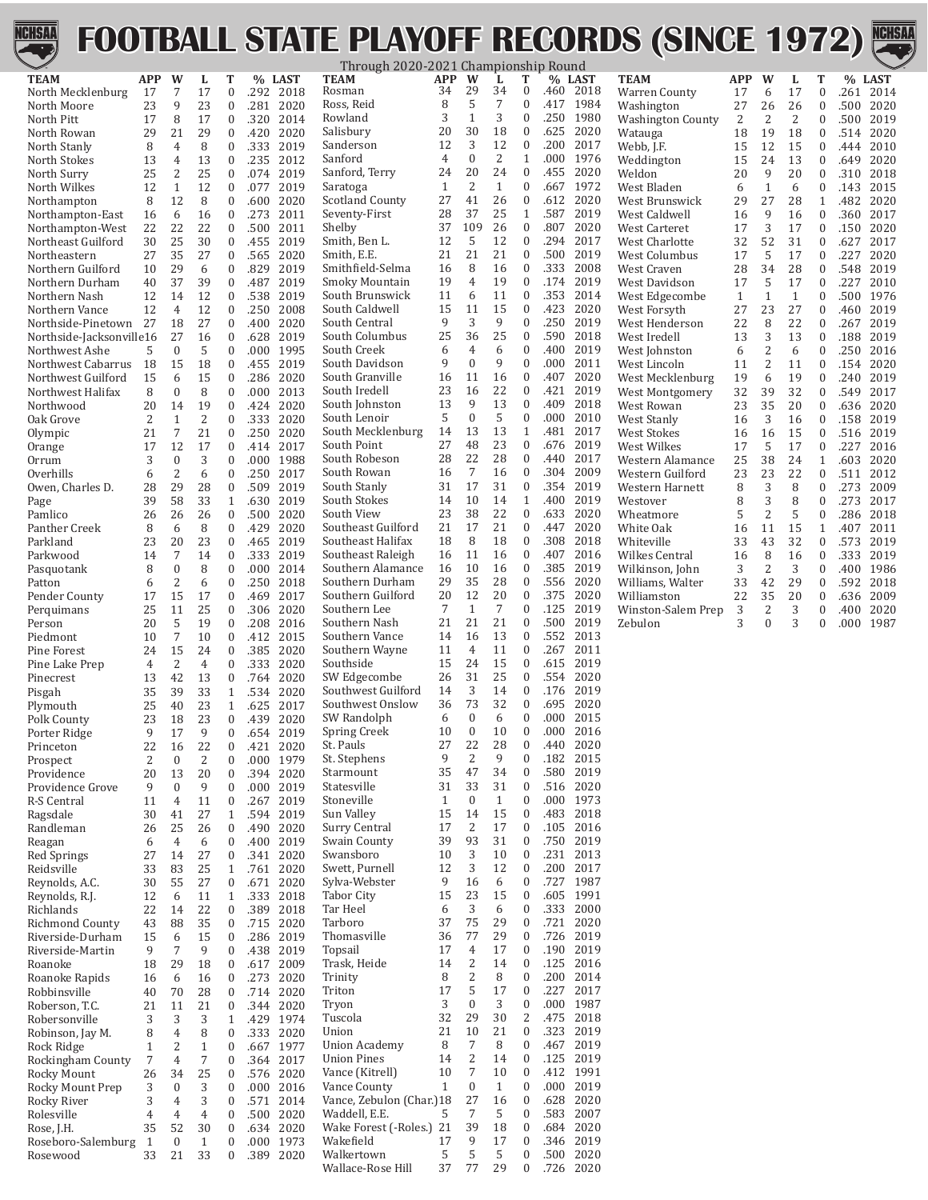# FOOTBALL STATE PLAYOFF RECORDS (SINCE 1972)

Through 2020-2021 Championship Round

| TEAM | APP | W | L | T | % | LAST |
|---|---|---|---|---|---|---|
| North Mecklenburg | 17 | 7 | 17 | 0 | .292 | 2018 |
| North Moore | 23 | 9 | 23 | 0 | .281 | 2020 |
| North Pitt | 17 | 8 | 17 | 0 | .320 | 2014 |
| North Rowan | 29 | 21 | 29 | 0 | .420 | 2020 |
| North Stanly | 8 | 4 | 8 | 0 | .333 | 2019 |
| North Stokes | 13 | 4 | 13 | 0 | .235 | 2012 |
| North Surry | 25 | 2 | 25 | 0 | .074 | 2019 |
| North Wilkes | 12 | 1 | 12 | 0 | .077 | 2019 |
| Northampton | 8 | 12 | 8 | 0 | .600 | 2020 |
| Northampton-East | 16 | 6 | 16 | 0 | .273 | 2011 |
| Northampton-West | 22 | 22 | 22 | 0 | .500 | 2011 |
| Northeast Guilford | 30 | 25 | 30 | 0 | .455 | 2019 |
| Northeastern | 27 | 35 | 27 | 0 | .565 | 2020 |
| Northern Guilford | 10 | 29 | 6 | 0 | .829 | 2019 |
| Northern Durham | 40 | 37 | 39 | 0 | .487 | 2019 |
| Northern Nash | 12 | 14 | 12 | 0 | .538 | 2019 |
| Northern Vance | 12 | 4 | 12 | 0 | .250 | 2008 |
| Northside-Pinetown | 27 | 18 | 27 | 0 | .400 | 2020 |
| Northside-Jacksonville | 16 | 27 | 16 | 0 | .628 | 2019 |
| Northwest Ashe | 5 | 0 | 5 | 0 | .000 | 1995 |
| Northwest Cabarrus | 18 | 15 | 18 | 0 | .455 | 2019 |
| Northwest Guilford | 15 | 6 | 15 | 0 | .286 | 2020 |
| Northwest Halifax | 8 | 0 | 8 | 0 | .000 | 2013 |
| Northwood | 20 | 14 | 19 | 0 | .424 | 2020 |
| Oak Grove | 2 | 1 | 2 | 0 | .333 | 2020 |
| Olympic | 21 | 7 | 21 | 0 | .250 | 2020 |
| Orange | 17 | 12 | 17 | 0 | .414 | 2017 |
| Orrum | 3 | 0 | 3 | 0 | .000 | 1988 |
| Overhills | 6 | 2 | 6 | 0 | .250 | 2017 |
| Owen, Charles D. | 28 | 29 | 28 | 0 | .509 | 2019 |
| Page | 39 | 58 | 33 | 1 | .630 | 2019 |
| Pamlico | 26 | 26 | 26 | 0 | .500 | 2020 |
| Panther Creek | 8 | 6 | 8 | 0 | .429 | 2020 |
| Parkland | 23 | 20 | 23 | 0 | .465 | 2019 |
| Parkwood | 14 | 7 | 14 | 0 | .333 | 2019 |
| Pasquotank | 8 | 0 | 8 | 0 | .000 | 2014 |
| Patton | 6 | 2 | 6 | 0 | .250 | 2018 |
| Pender County | 17 | 15 | 17 | 0 | .469 | 2017 |
| Perquimans | 25 | 11 | 25 | 0 | .306 | 2020 |
| Person | 20 | 5 | 19 | 0 | .208 | 2016 |
| Piedmont | 10 | 7 | 10 | 0 | .412 | 2015 |
| Pine Forest | 24 | 15 | 24 | 0 | .385 | 2020 |
| Pine Lake Prep | 4 | 2 | 4 | 0 | .333 | 2020 |
| Pinecrest | 13 | 42 | 13 | 0 | .764 | 2020 |
| Pisgah | 35 | 39 | 33 | 1 | .534 | 2020 |
| Plymouth | 25 | 40 | 23 | 1 | .625 | 2017 |
| Polk County | 23 | 18 | 23 | 0 | .439 | 2020 |
| Porter Ridge | 9 | 17 | 9 | 0 | .654 | 2019 |
| Princeton | 22 | 16 | 22 | 0 | .421 | 2020 |
| Prospect | 2 | 0 | 2 | 0 | .000 | 1979 |
| Providence | 20 | 13 | 20 | 0 | .394 | 2020 |
| Providence Grove | 9 | 0 | 9 | 0 | .000 | 2019 |
| R-S Central | 11 | 4 | 11 | 0 | .267 | 2019 |
| Ragsdale | 30 | 41 | 27 | 1 | .594 | 2019 |
| Randleman | 26 | 25 | 26 | 0 | .490 | 2020 |
| Reagan | 6 | 4 | 6 | 0 | .400 | 2019 |
| Red Springs | 27 | 14 | 27 | 0 | .341 | 2020 |
| Reidsville | 33 | 83 | 25 | 1 | .761 | 2020 |
| Reynolds, A.C. | 30 | 55 | 27 | 0 | .671 | 2020 |
| Reynolds, R.J. | 12 | 6 | 11 | 1 | .333 | 2018 |
| Richlands | 22 | 14 | 22 | 0 | .389 | 2018 |
| Richmond County | 43 | 88 | 35 | 0 | .715 | 2020 |
| Riverside-Durham | 15 | 6 | 15 | 0 | .286 | 2019 |
| Riverside-Martin | 9 | 7 | 9 | 0 | .438 | 2019 |
| Roanoke | 18 | 29 | 18 | 0 | .617 | 2009 |
| Roanoke Rapids | 16 | 6 | 16 | 0 | .273 | 2020 |
| Robbinsville | 40 | 70 | 28 | 0 | .714 | 2020 |
| Roberson, T.C. | 21 | 11 | 21 | 0 | .344 | 2020 |
| Robersonville | 3 | 3 | 3 | 1 | .429 | 1974 |
| Robinson, Jay M. | 8 | 4 | 8 | 0 | .333 | 2020 |
| Rock Ridge | 1 | 2 | 1 | 0 | .667 | 1977 |
| Rockingham County | 7 | 4 | 7 | 0 | .364 | 2017 |
| Rocky Mount | 26 | 34 | 25 | 0 | .576 | 2020 |
| Rocky Mount Prep | 3 | 0 | 3 | 0 | .000 | 2016 |
| Rocky River | 3 | 4 | 3 | 0 | .571 | 2014 |
| Rolesville | 4 | 4 | 4 | 0 | .500 | 2020 |
| Rose, J.H. | 35 | 52 | 30 | 0 | .634 | 2020 |
| Roseboro-Salemburg | 1 | 0 | 1 | 0 | .000 | 1973 |
| Rosewood | 33 | 21 | 33 | 0 | .389 | 2020 |
| Rosman | 34 | 29 | 34 | 0 | .460 | 2018 |
| Ross, Reid | 8 | 5 | 7 | 0 | .417 | 1984 |
| Rowland | 3 | 1 | 3 | 0 | .250 | 1980 |
| Salisbury | 20 | 30 | 18 | 0 | .625 | 2020 |
| Sanderson | 12 | 3 | 12 | 0 | .200 | 2017 |
| Sanford | 4 | 0 | 2 | 1 | .000 | 1976 |
| Sanford, Terry | 24 | 20 | 24 | 0 | .455 | 2020 |
| Saratoga | 1 | 2 | 1 | 0 | .667 | 1972 |
| Scotland County | 27 | 41 | 26 | 0 | .612 | 2020 |
| Seventy-First | 28 | 37 | 25 | 1 | .587 | 2019 |
| Shelby | 37 | 109 | 26 | 0 | .807 | 2020 |
| Smith, Ben L. | 12 | 5 | 12 | 0 | .294 | 2017 |
| Smith, E.E. | 21 | 21 | 21 | 0 | .500 | 2019 |
| Smithfield-Selma | 16 | 8 | 16 | 0 | .333 | 2008 |
| Smoky Mountain | 19 | 4 | 19 | 0 | .174 | 2019 |
| South Brunswick | 11 | 6 | 11 | 0 | .353 | 2014 |
| South Caldwell | 15 | 11 | 15 | 0 | .423 | 2020 |
| South Central | 9 | 3 | 9 | 0 | .250 | 2019 |
| South Columbus | 25 | 36 | 25 | 0 | .590 | 2018 |
| South Creek | 6 | 4 | 6 | 0 | .400 | 2019 |
| South Davidson | 9 | 0 | 9 | 0 | .000 | 2011 |
| South Granville | 16 | 11 | 16 | 0 | .407 | 2020 |
| South Iredell | 23 | 16 | 22 | 0 | .421 | 2019 |
| South Johnston | 13 | 9 | 13 | 0 | .409 | 2018 |
| South Lenoir | 5 | 0 | 5 | 0 | .000 | 2010 |
| South Mecklenburg | 14 | 13 | 13 | 1 | .481 | 2017 |
| South Point | 27 | 48 | 23 | 0 | .676 | 2019 |
| South Robeson | 28 | 22 | 28 | 0 | .440 | 2017 |
| South Rowan | 16 | 7 | 16 | 0 | .304 | 2009 |
| South Stanly | 31 | 17 | 31 | 0 | .354 | 2019 |
| South Stokes | 14 | 10 | 14 | 1 | .400 | 2019 |
| South View | 23 | 38 | 22 | 0 | .633 | 2020 |
| Southeast Guilford | 21 | 17 | 21 | 0 | .447 | 2020 |
| Southeast Halifax | 18 | 8 | 18 | 0 | .308 | 2018 |
| Southeast Raleigh | 16 | 11 | 16 | 0 | .407 | 2016 |
| Southern Alamance | 16 | 10 | 16 | 0 | .385 | 2019 |
| Southern Durham | 29 | 35 | 28 | 0 | .556 | 2020 |
| Southern Guilford | 20 | 12 | 20 | 0 | .375 | 2020 |
| Southern Lee | 7 | 1 | 7 | 0 | .125 | 2019 |
| Southern Nash | 21 | 21 | 21 | 0 | .500 | 2019 |
| Southern Vance | 14 | 16 | 13 | 0 | .552 | 2013 |
| Southern Wayne | 11 | 4 | 11 | 0 | .267 | 2011 |
| Southside | 15 | 24 | 15 | 0 | .615 | 2019 |
| SW Edgecombe | 26 | 31 | 25 | 0 | .554 | 2020 |
| Southwest Guilford | 14 | 3 | 14 | 0 | .176 | 2019 |
| Southwest Onslow | 36 | 73 | 32 | 0 | .695 | 2020 |
| SW Randolph | 6 | 0 | 6 | 0 | .000 | 2015 |
| Spring Creek | 10 | 0 | 10 | 0 | .000 | 2016 |
| St. Pauls | 27 | 22 | 28 | 0 | .440 | 2020 |
| St. Stephens | 9 | 2 | 9 | 0 | .182 | 2015 |
| Starmount | 35 | 47 | 34 | 0 | .580 | 2019 |
| Statesville | 31 | 33 | 31 | 0 | .516 | 2020 |
| Stoneville | 1 | 0 | 1 | 0 | .000 | 1973 |
| Sun Valley | 15 | 14 | 15 | 0 | .483 | 2018 |
| Surry Central | 17 | 2 | 17 | 0 | .105 | 2016 |
| Swain County | 39 | 93 | 31 | 0 | .750 | 2019 |
| Swansboro | 10 | 3 | 10 | 0 | .231 | 2013 |
| Swett, Purnell | 12 | 3 | 12 | 0 | .200 | 2017 |
| Sylva-Webster | 9 | 16 | 6 | 0 | .727 | 1987 |
| Tabor City | 15 | 23 | 15 | 0 | .605 | 1991 |
| Tar Heel | 6 | 3 | 6 | 0 | .333 | 2000 |
| Tarboro | 37 | 75 | 29 | 0 | .721 | 2020 |
| Thomasville | 36 | 77 | 29 | 0 | .726 | 2019 |
| Topsail | 17 | 4 | 17 | 0 | .190 | 2019 |
| Trask, Heide | 14 | 2 | 14 | 0 | .125 | 2016 |
| Trinity | 8 | 2 | 8 | 0 | .200 | 2014 |
| Triton | 17 | 5 | 17 | 0 | .227 | 2017 |
| Tryon | 3 | 0 | 3 | 0 | .000 | 1987 |
| Tuscola | 32 | 29 | 30 | 2 | .475 | 2018 |
| Union | 21 | 10 | 21 | 0 | .323 | 2019 |
| Union Academy | 8 | 7 | 8 | 0 | .467 | 2019 |
| Union Pines | 14 | 2 | 14 | 0 | .125 | 2019 |
| Vance (Kitrell) | 10 | 7 | 10 | 0 | .412 | 1991 |
| Vance County | 1 | 0 | 1 | 0 | .000 | 2019 |
| Vance, Zebulon (Char.) | 18 | 27 | 16 | 0 | .628 | 2020 |
| Waddell, E.E. | 5 | 7 | 5 | 0 | .583 | 2007 |
| Wake Forest (-Roles.) | 21 | 39 | 18 | 0 | .684 | 2020 |
| Wakefield | 17 | 9 | 17 | 0 | .346 | 2019 |
| Walkertown | 5 | 5 | 5 | 0 | .500 | 2020 |
| Wallace-Rose Hill | 37 | 77 | 29 | 0 | .726 | 2020 |
| Warren County | 17 | 6 | 17 | 0 | .261 | 2014 |
| Washington | 27 | 26 | 26 | 0 | .500 | 2020 |
| Washington County | 2 | 2 | 2 | 0 | .500 | 2019 |
| Watauga | 18 | 19 | 18 | 0 | .514 | 2020 |
| Webb, J.F. | 15 | 12 | 15 | 0 | .444 | 2010 |
| Weddington | 15 | 24 | 13 | 0 | .649 | 2020 |
| Weldon | 20 | 9 | 20 | 0 | .310 | 2018 |
| West Bladen | 6 | 1 | 6 | 0 | .143 | 2015 |
| West Brunswick | 29 | 27 | 28 | 1 | .482 | 2020 |
| West Caldwell | 16 | 9 | 16 | 0 | .360 | 2017 |
| West Carteret | 17 | 3 | 17 | 0 | .150 | 2020 |
| West Charlotte | 32 | 52 | 31 | 0 | .627 | 2017 |
| West Columbus | 17 | 5 | 17 | 0 | .227 | 2020 |
| West Craven | 28 | 34 | 28 | 0 | .548 | 2019 |
| West Davidson | 17 | 5 | 17 | 0 | .227 | 2010 |
| West Edgecombe | 1 | 1 | 1 | 0 | .500 | 1976 |
| West Forsyth | 27 | 23 | 27 | 0 | .460 | 2019 |
| West Henderson | 22 | 8 | 22 | 0 | .267 | 2019 |
| West Iredell | 13 | 3 | 13 | 0 | .188 | 2019 |
| West Johnston | 6 | 2 | 6 | 0 | .250 | 2016 |
| West Lincoln | 11 | 2 | 11 | 0 | .154 | 2020 |
| West Mecklenburg | 19 | 6 | 19 | 0 | .240 | 2019 |
| West Montgomery | 32 | 39 | 32 | 0 | .549 | 2017 |
| West Rowan | 23 | 35 | 20 | 0 | .636 | 2020 |
| West Stanly | 16 | 3 | 16 | 0 | .158 | 2019 |
| West Stokes | 16 | 16 | 15 | 0 | .516 | 2019 |
| West Wilkes | 17 | 5 | 17 | 0 | .227 | 2016 |
| Western Alamance | 25 | 38 | 24 | 1 | .603 | 2020 |
| Western Guilford | 23 | 23 | 22 | 0 | .511 | 2012 |
| Western Harnett | 8 | 3 | 8 | 0 | .273 | 2009 |
| Westover | 8 | 3 | 8 | 0 | .273 | 2017 |
| Wheatmore | 5 | 2 | 5 | 0 | .286 | 2018 |
| White Oak | 16 | 11 | 15 | 1 | .407 | 2011 |
| Whiteville | 33 | 43 | 32 | 0 | .573 | 2019 |
| Wilkes Central | 16 | 8 | 16 | 0 | .333 | 2019 |
| Wilkinson, John | 3 | 2 | 3 | 0 | .400 | 1986 |
| Williams, Walter | 33 | 42 | 29 | 0 | .592 | 2018 |
| Williamston | 22 | 35 | 20 | 0 | .636 | 2009 |
| Winston-Salem Prep | 3 | 2 | 3 | 0 | .400 | 2020 |
| Zebulon | 3 | 0 | 3 | 0 | .000 | 1987 |